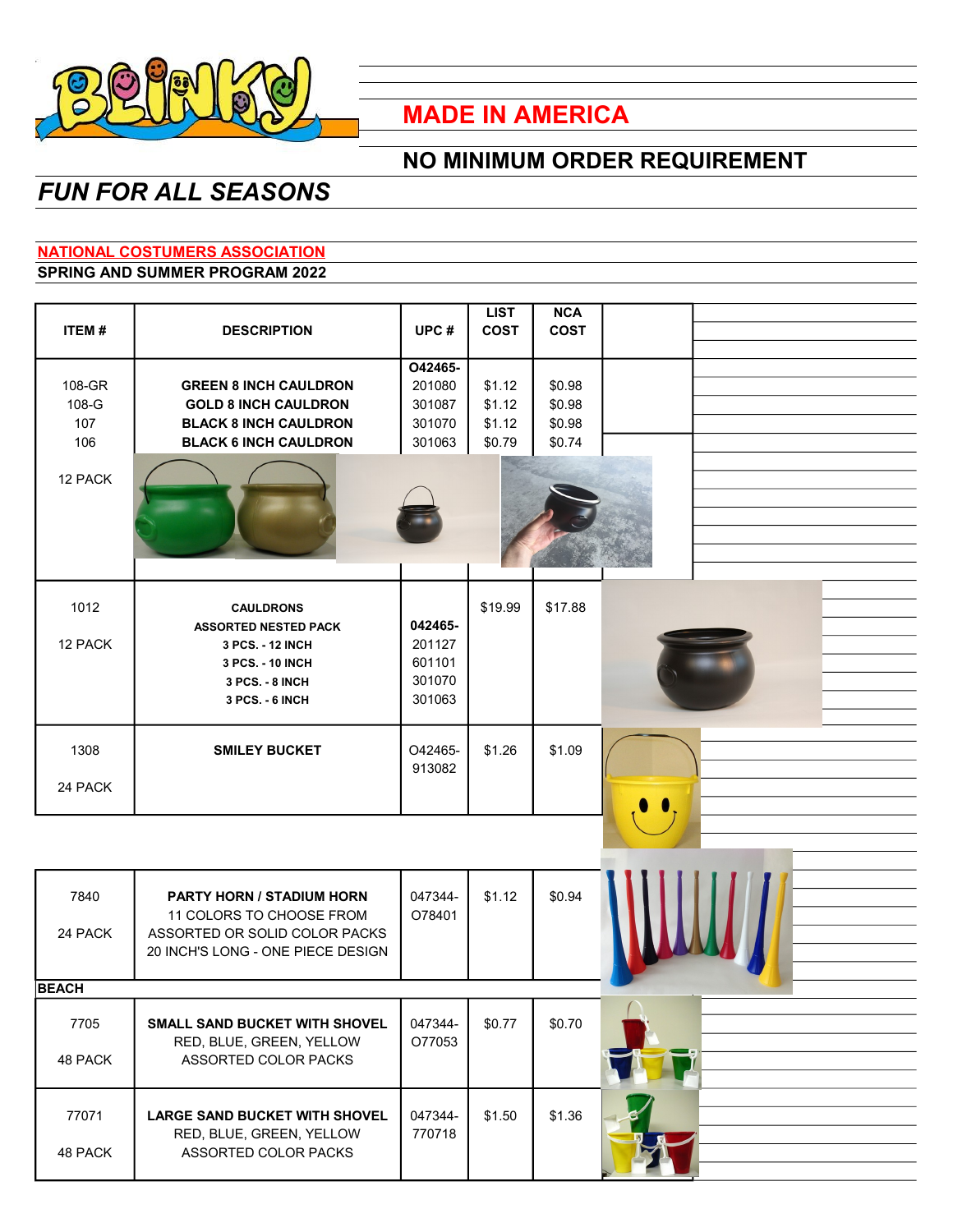# MADE IN AMERICA

## NO MINIMUM ORDER REQUIREMENT

*FUN FOR ALL SEASONS*

**NATIONAL COSTUMERS ASSOCIATION**

**SPRING AND SUMMER PROGRAM 2022**

| ITEM # | DESCRIPTION | UPC # | LIST COST | NCA COST |
|---|---|---|---|---|
| | | O42465- | | |
| 108-GR | GREEN 8 INCH CAULDRON | 201080 | $1.12 | $0.98 |
| 108-G | GOLD 8 INCH CAULDRON | 301087 | $1.12 | $0.98 |
| 107 | BLACK 8 INCH CAULDRON | 301070 | $1.12 | $0.98 |
| 106 | BLACK 6 INCH CAULDRON | 301063 | $0.79 | $0.74 |
| 12 PACK | | | | |
| 1012 | CAULDRONS | | $19.99 | $17.88 |
| | ASSORTED NESTED PACK | 042465- | | |
| 12 PACK | 3 PCS. - 12 INCH | 201127 | | |
| | 3 PCS. - 10 INCH | 601101 | | |
| | 3 PCS. - 8 INCH | 301070 | | |
| | 3 PCS. - 6 INCH | 301063 | | |
| 1308<br>24 PACK | SMILEY BUCKET | O42465-<br>913082 | $1.26 | $1.09 |
| 7840<br>24 PACK | PARTY HORN / STADIUM HORN<br>11 COLORS TO CHOOSE FROM<br>ASSORTED OR SOLID COLOR PACKS<br>20 INCH'S LONG - ONE PIECE DESIGN | 047344-<br>O78401 | $1.12 | $0.94 |
| **BEACH** | | | | |
| 7705<br>48 PACK | SMALL SAND BUCKET WITH SHOVEL<br>RED, BLUE, GREEN, YELLOW<br>ASSORTED COLOR PACKS | 047344-<br>O77053 | $0.77 | $0.70 |
| 77071<br>48 PACK | LARGE SAND BUCKET WITH SHOVEL<br>RED, BLUE, GREEN, YELLOW<br>ASSORTED COLOR PACKS | 047344-<br>770718 | $1.50 | $1.36 |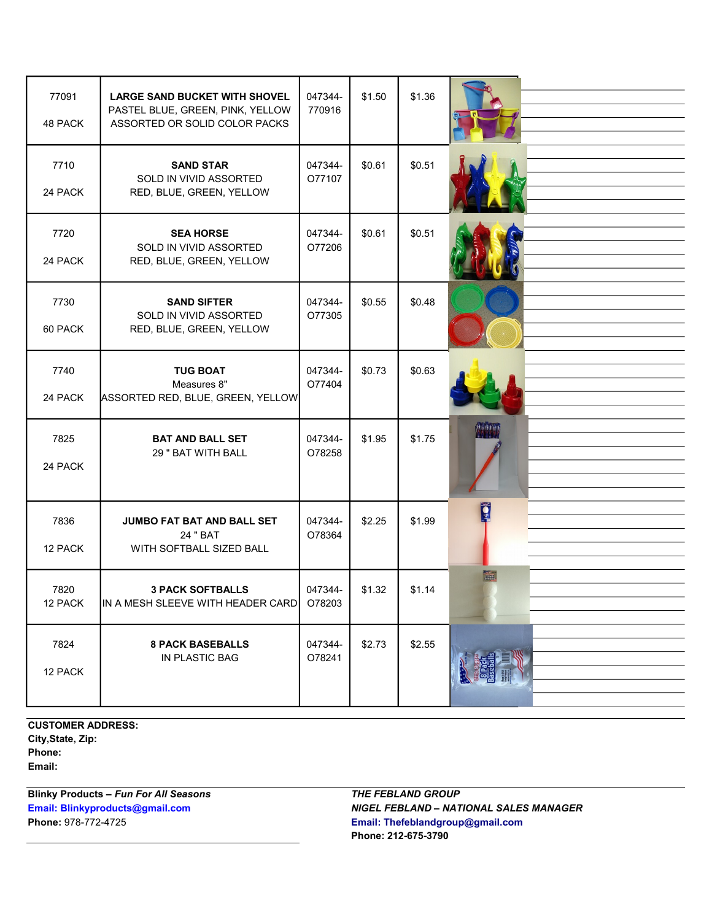| | | | | | | |
|---|---|---|---|---|---|---|
| 77091<br><br>48 PACK | **LARGE SAND BUCKET WITH SHOVEL**<br>PASTEL BLUE, GREEN, PINK, YELLOW<br>ASSORTED OR SOLID COLOR PACKS | 047344-<br>770916 | $1.50 | $1.36 | | |
| 7710<br><br>24 PACK | **SAND STAR**<br>SOLD IN VIVID ASSORTED<br>RED, BLUE, GREEN, YELLOW | 047344-<br>O77107 | $0.61 | $0.51 | | |
| 7720<br><br>24 PACK | **SEA HORSE**<br>SOLD IN VIVID ASSORTED<br>RED, BLUE, GREEN, YELLOW | 047344-<br>O77206 | $0.61 | $0.51 | | |
| 7730<br><br>60 PACK | **SAND SIFTER**<br>SOLD IN VIVID ASSORTED<br>RED, BLUE, GREEN, YELLOW | 047344-<br>O77305 | $0.55 | $0.48 | | |
| 7740<br><br>24 PACK | **TUG BOAT**<br>Measures 8"<br>ASSORTED RED, BLUE, GREEN, YELLOW | 047344-<br>O77404 | $0.73 | $0.63 | | |
| 7825<br><br>24 PACK | **BAT AND BALL SET**<br>29 " BAT WITH BALL | 047344-<br>O78258 | $1.95 | $1.75 | | |
| 7836<br><br>12 PACK | **JUMBO FAT BAT AND BALL SET**<br>24 " BAT<br>WITH SOFTBALL SIZED BALL | 047344-<br>O78364 | $2.25 | $1.99 | | |
| 7820<br>12 PACK | **3 PACK SOFTBALLS**<br>IN A MESH SLEEVE WITH HEADER CARD | 047344-<br>O78203 | $1.32 | $1.14 | | |
| 7824<br><br>12 PACK | **8 PACK BASEBALLS**<br>IN PLASTIC BAG | 047344-<br>O78241 | $2.73 | $2.55 | | |

**CUSTOMER ADDRESS:**
**City,State, Zip:**
**Phone:**
**Email:**

**Blinky Products –** ***Fun For All Seasons***
**Email: Blinkyproducts@gmail.com**
**Phone:** 978-772-4725

***THE FEBLAND GROUP***
***NIGEL FEBLAND – NATIONAL SALES MANAGER***
**Email: Thefeblandgroup@gmail.com**
**Phone: 212-675-3790**